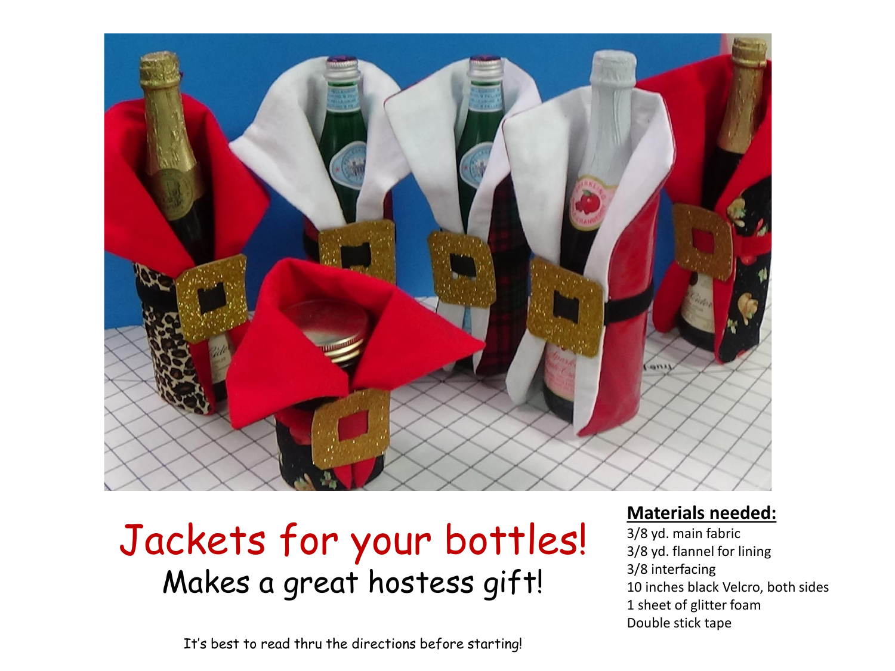# Jackets for your bottles!

## Makes a great hostess gift!

It's best to read thru the directions before starting!

**Materials needed:**

3/8 yd. main fabric
3/8 yd. flannel for lining
3/8 interfacing
10 inches black Velcro, both sides
1 sheet of glitter foam
Double stick tape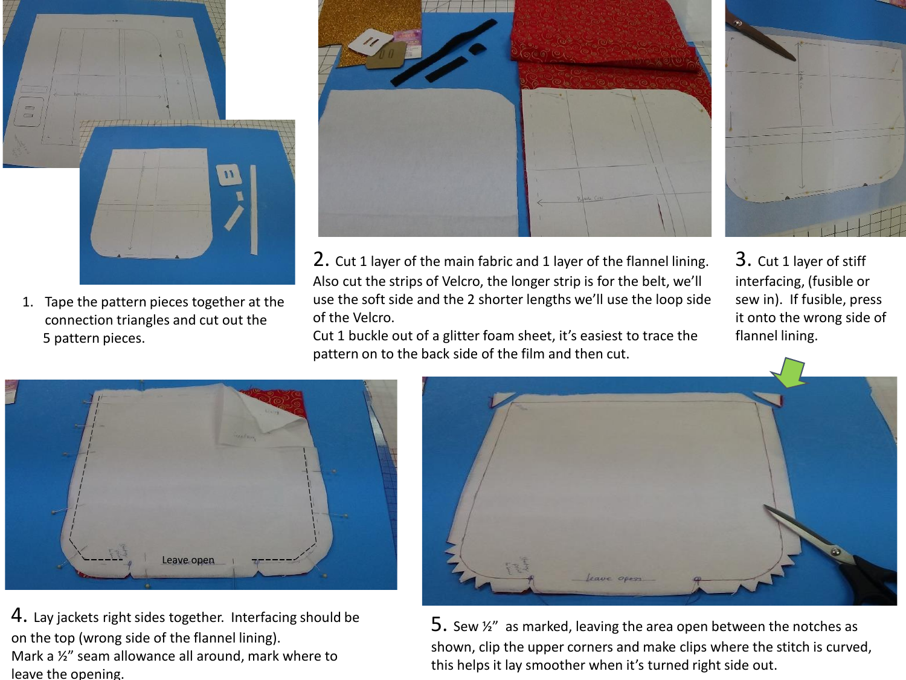1. Tape the pattern pieces together at the connection triangles and cut out the 5 pattern pieces.

2. Cut 1 layer of the main fabric and 1 layer of the flannel lining. Also cut the strips of Velcro, the longer strip is for the belt, we'll use the soft side and the 2 shorter lengths we'll use the loop side of the Velcro.
Cut 1 buckle out of a glitter foam sheet, it's easiest to trace the pattern on to the back side of the film and then cut.

3. Cut 1 layer of stiff interfacing, (fusible or sew in). If fusible, press it onto the wrong side of flannel lining.

4. Lay jackets right sides together. Interfacing should be on the top (wrong side of the flannel lining).
Mark a ½" seam allowance all around, mark where to leave the opening.

5. Sew ½" as marked, leaving the area open between the notches as shown, clip the upper corners and make clips where the stitch is curved, this helps it lay smoother when it's turned right side out.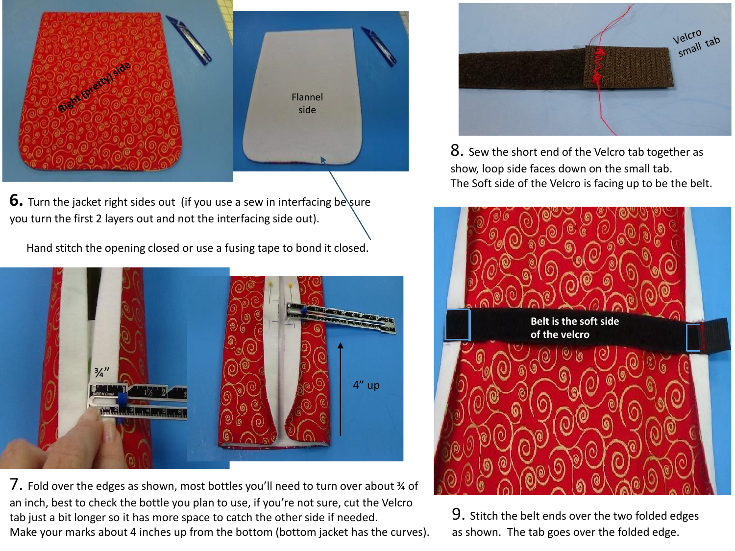6. Turn the jacket right sides out (if you use a sew in interfacing be sure you turn the first 2 layers out and not the interfacing side out).

Hand stitch the opening closed or use a fusing tape to bond it closed.

7. Fold over the edges as shown, most bottles you'll need to turn over about ¾ of an inch, best to check the bottle you plan to use, if you're not sure, cut the Velcro tab just a bit longer so it has more space to catch the other side if needed. Make your marks about 4 inches up from the bottom (bottom jacket has the curves).

8. Sew the short end of the Velcro tab together as show, loop side faces down on the small tab. The Soft side of the Velcro is facing up to be the belt.

9. Stitch the belt ends over the two folded edges as shown. The tab goes over the folded edge.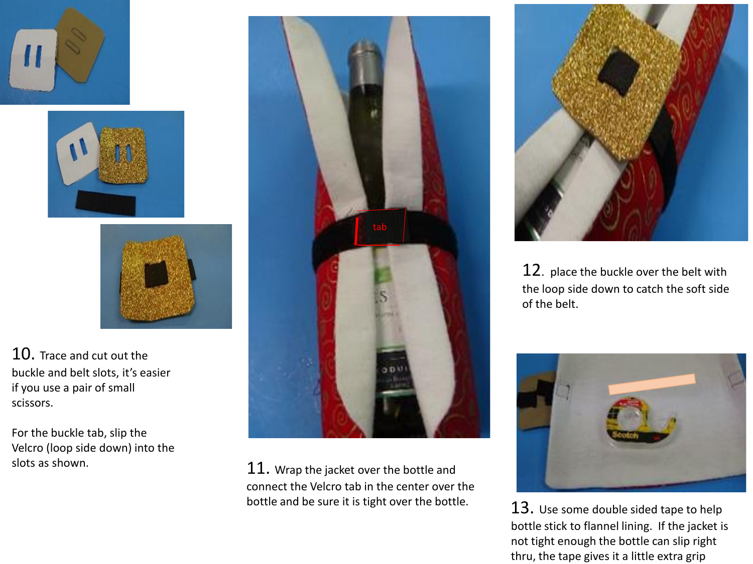10. Trace and cut out the buckle and belt slots, it's easier if you use a pair of small scissors.

For the buckle tab, slip the Velcro (loop side down) into the slots as shown.

11. Wrap the jacket over the bottle and connect the Velcro tab in the center over the bottle and be sure it is tight over the bottle.

12. place the buckle over the belt with the loop side down to catch the soft side of the belt.

13. Use some double sided tape to help bottle stick to flannel lining. If the jacket is not tight enough the bottle can slip right thru, the tape gives it a little extra grip